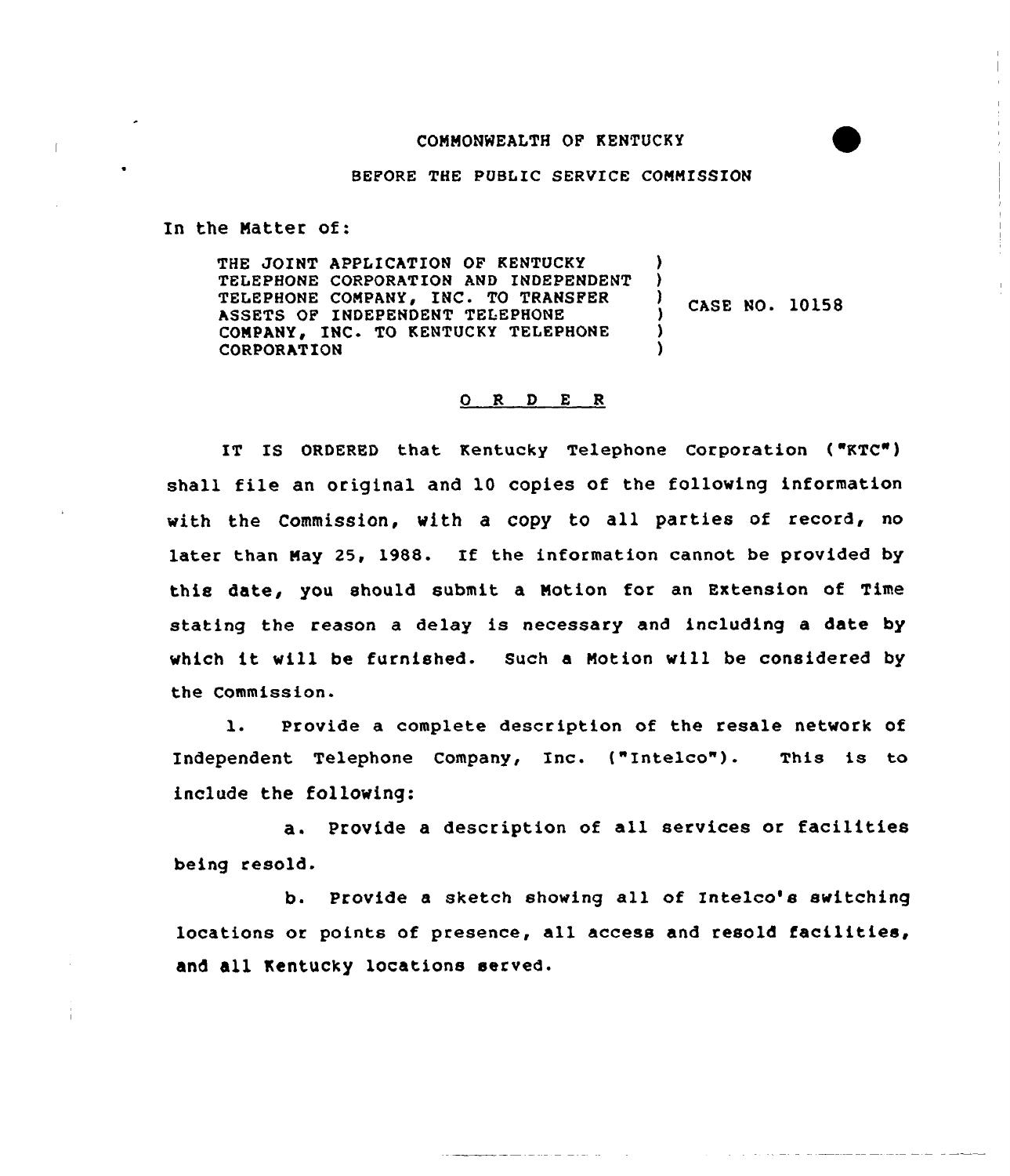COMMONWEALTH OF KENTUCKY

BEFORE THE PUBLIC SERVICE COMMISSION

In the Matter of:

| THE JOINT APPLICATION OF KENTUCKY TELEPHONE CORPORATION AND INDEPENDENT TELEPHONE COMPANY, INC. TO TRANSFER ASSETS OF INDEPENDENT TELEPHONE COMPANY, INC. TO KENTUCKY TELEPHONE CORPORATION | ) | CASE NO. 10158 |
|---|---|---|

## O R D E R

IT IS ORDERED that Kentucky Telephone Corporation ("KTC") shall file an original and 10 copies of the following information with the Commission, with a copy to all parties of record, no later than May 25, 1988. If the information cannot be provided by this date, you should submit a Motion for an Extension of Time stating the reason a delay is necessary and including a date by which it will be furnished. Such a Motion will be considered by the Commission.

1. Provide a complete description of the resale network of Independent Telephone Company, Inc. ("Intelco"). This is to include the following:

   a. Provide a description of all services or facilities being resold.

   b. Provide a sketch showing all of Intelco's switching locations or points of presence, all access and resold facilities, and all Kentucky locations served.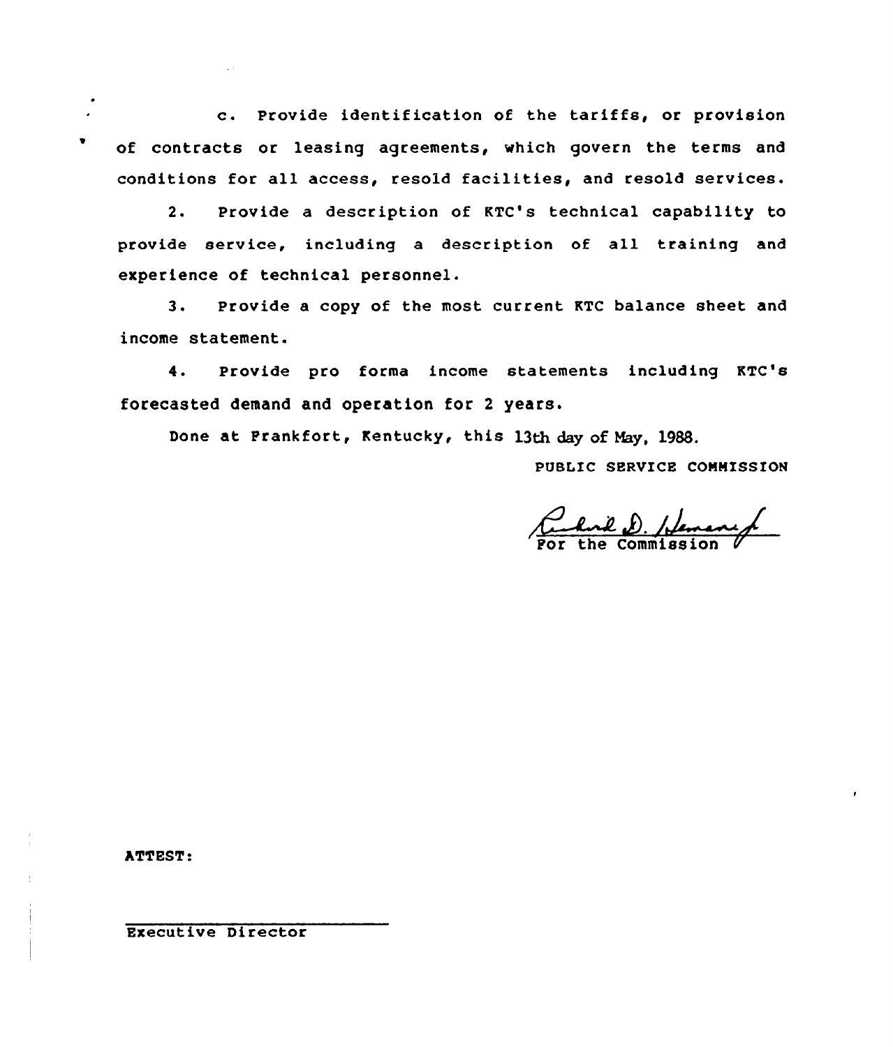c. Provide identification of the tariffs, or provision of contracts or leasing agreements, which govern the terms and conditions for all access, resold facilities, and resold services.

2. Provide a description of KTC's technical capability to provide service, including a description of all training and experience of technical personnel.

3. Provide a copy of the most current KTC balance sheet and income statement.

4. Provide pro forma income statements including KTC's forecasted demand and operation for 2 years.

Done at Frankfort, Kentucky, this 13th day of May, 1988.

PUBLIC SERVICE COMMISSION

For the Commission

ATTEST:

Executive Director